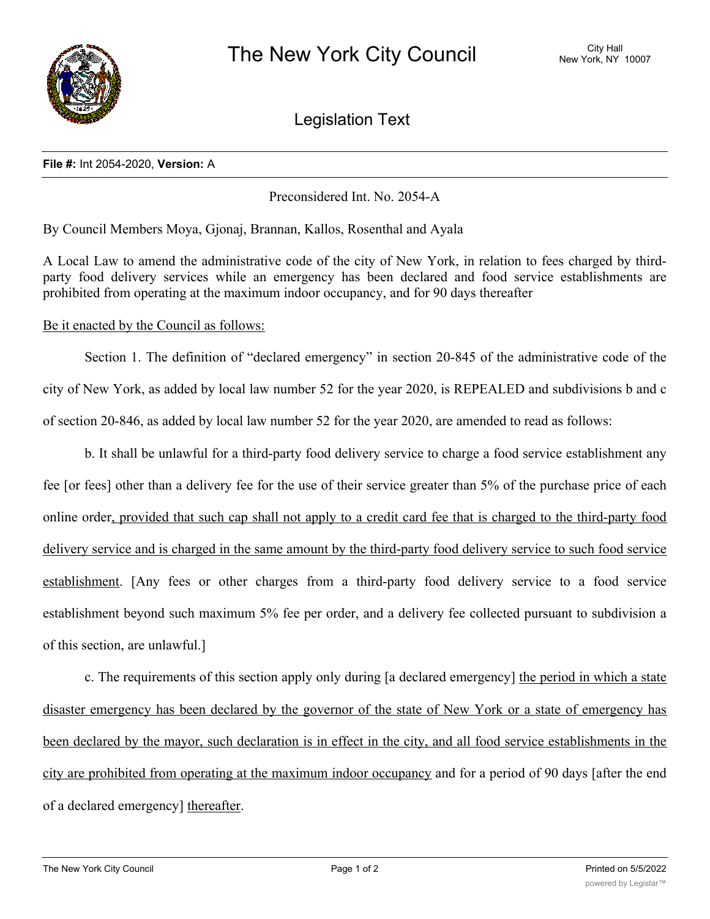# The New York City Council

City Hall
New York, NY 10007

## Legislation Text

**File #:** Int 2054-2020, **Version:** A

Preconsidered Int. No. 2054-A

By Council Members Moya, Gjonaj, Brannan, Kallos, Rosenthal and Ayala

A Local Law to amend the administrative code of the city of New York, in relation to fees charged by third-party food delivery services while an emergency has been declared and food service establishments are prohibited from operating at the maximum indoor occupancy, and for 90 days thereafter

Be it enacted by the Council as follows:

Section 1. The definition of "declared emergency" in section 20-845 of the administrative code of the city of New York, as added by local law number 52 for the year 2020, is REPEALED and subdivisions b and c of section 20-846, as added by local law number 52 for the year 2020, are amended to read as follows:

b. It shall be unlawful for a third-party food delivery service to charge a food service establishment any fee [or fees] other than a delivery fee for the use of their service greater than 5% of the purchase price of each online order, provided that such cap shall not apply to a credit card fee that is charged to the third-party food delivery service and is charged in the same amount by the third-party food delivery service to such food service establishment. [Any fees or other charges from a third-party food delivery service to a food service establishment beyond such maximum 5% fee per order, and a delivery fee collected pursuant to subdivision a of this section, are unlawful.]

c. The requirements of this section apply only during [a declared emergency] the period in which a state disaster emergency has been declared by the governor of the state of New York or a state of emergency has been declared by the mayor, such declaration is in effect in the city, and all food service establishments in the city are prohibited from operating at the maximum indoor occupancy and for a period of 90 days [after the end of a declared emergency] thereafter.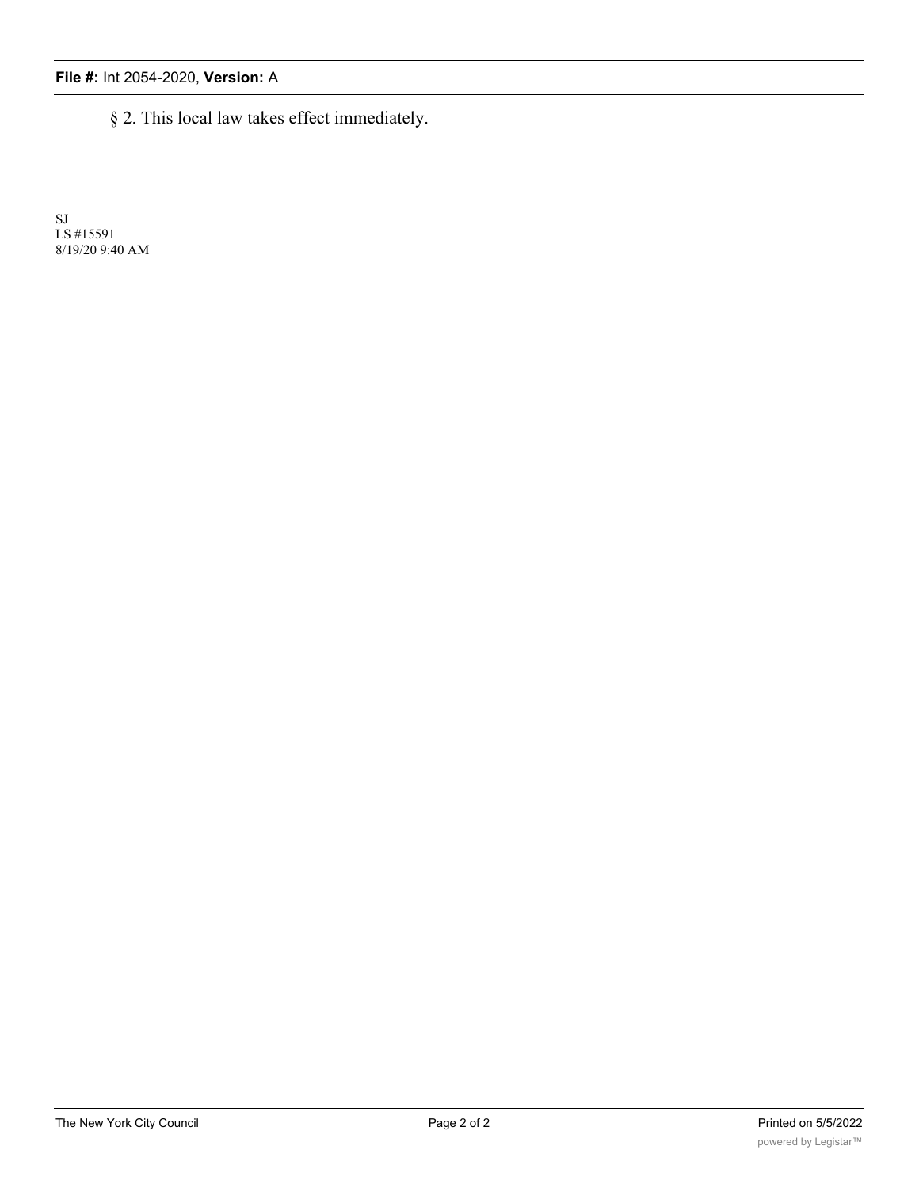§ 2. This local law takes effect immediately.

SJ
LS #15591
8/19/20 9:40 AM